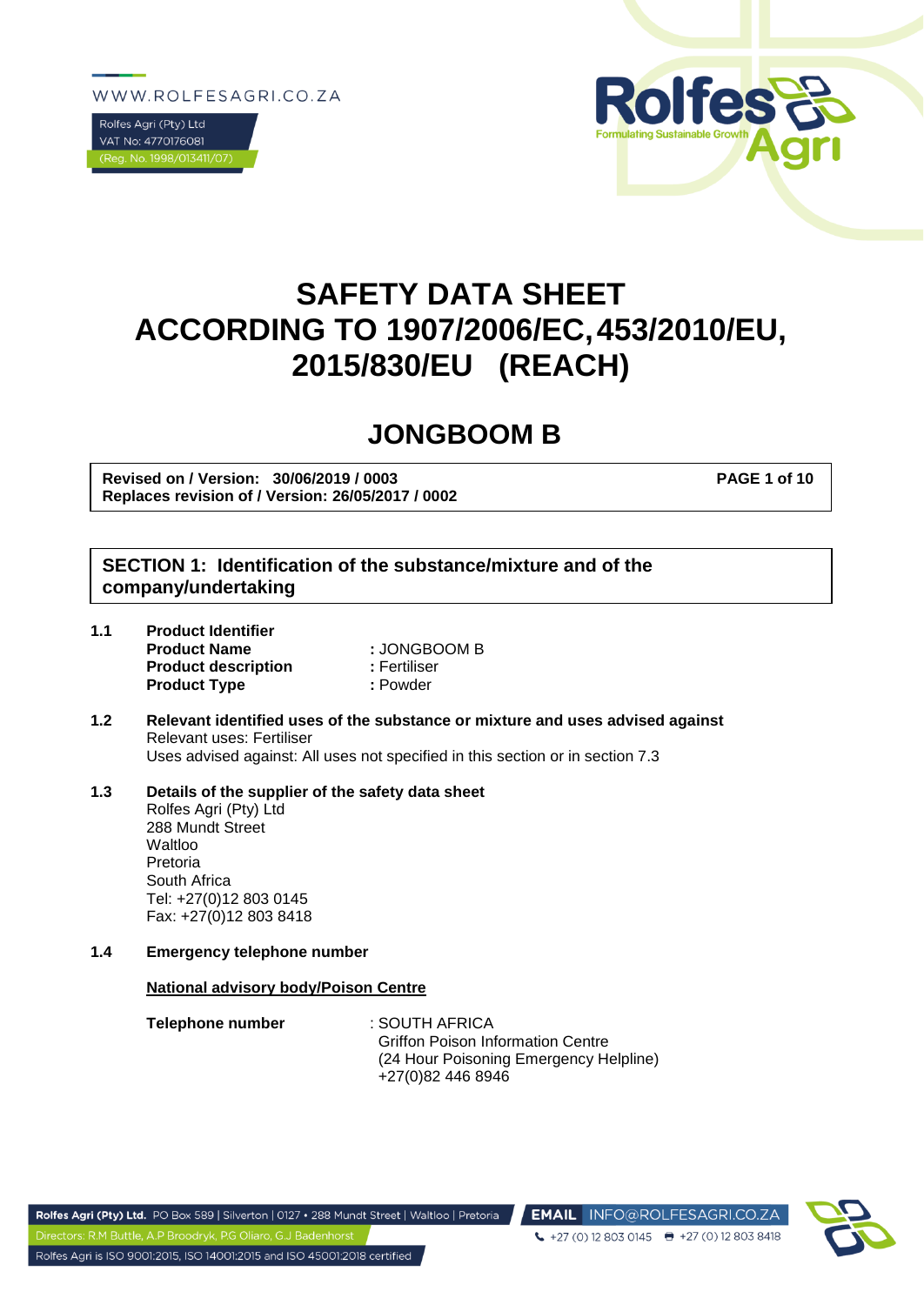WWW.ROLFESAGRI.CO.ZA

Rolfes Agri (Pty) Ltd
VAT No: 4770176081
(Reg. No. 1998/013411/07)

# SAFETY DATA SHEET ACCORDING TO 1907/2006/EC, 453/2010/EU, 2015/830/EU (REACH)

# JONGBOOM B

**Revised on / Version: 30/06/2019 / 0003**
**Replaces revision of / Version: 26/05/2017 / 0002**

## SECTION 1: Identification of the substance/mixture and of the company/undertaking

**1.1 Product Identifier**

| | |
|---|---|
| **Product Name** | : JONGBOOM B |
| **Product description** | : Fertiliser |
| **Product Type** | : Powder |

**1.2 Relevant identified uses of the substance or mixture and uses advised against**

Relevant uses: Fertiliser
Uses advised against: All uses not specified in this section or in section 7.3

**1.3 Details of the supplier of the safety data sheet**

Rolfes Agri (Pty) Ltd
288 Mundt Street
Waltloo
Pretoria
South Africa
Tel: +27(0)12 803 0145
Fax: +27(0)12 803 8418

**1.4 Emergency telephone number**

<u>**National advisory body/Poison Centre**</u>

**Telephone number** : SOUTH AFRICA
Griffon Poison Information Centre
(24 Hour Poisoning Emergency Helpline)
+27(0)82 446 8946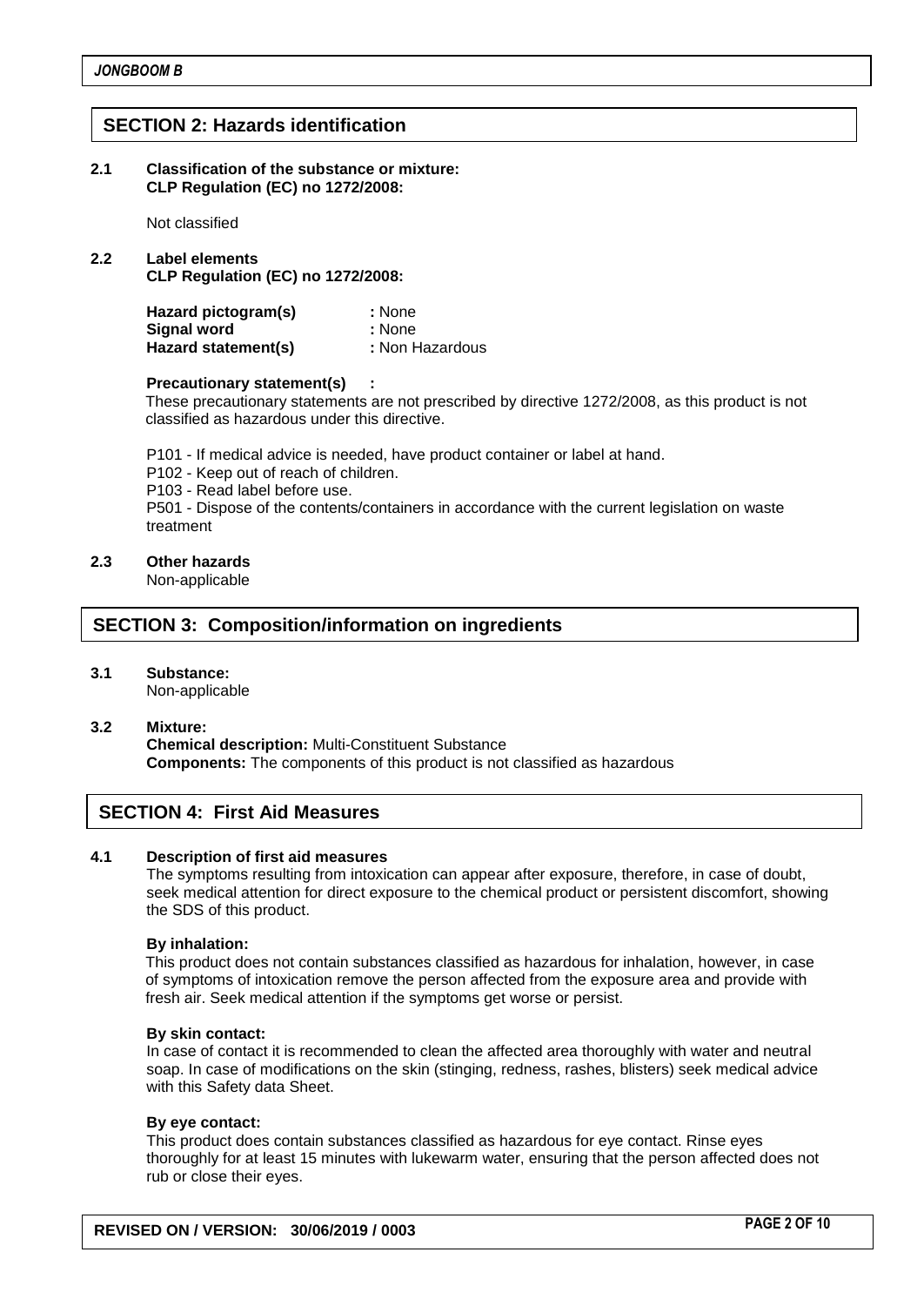## SECTION 2: Hazards identification

### 2.1 Classification of the substance or mixture: CLP Regulation (EC) no 1272/2008:

Not classified

### 2.2 Label elements CLP Regulation (EC) no 1272/2008:

**Hazard pictogram(s)** : None
**Signal word** : None
**Hazard statement(s)** : Non Hazardous

**Precautionary statement(s)** :
These precautionary statements are not prescribed by directive 1272/2008, as this product is not classified as hazardous under this directive.

P101 - If medical advice is needed, have product container or label at hand.
P102 - Keep out of reach of children.
P103 - Read label before use.
P501 - Dispose of the contents/containers in accordance with the current legislation on waste treatment

### 2.3 Other hazards

Non-applicable

## SECTION 3: Composition/information on ingredients

### 3.1 Substance:

Non-applicable

### 3.2 Mixture:

**Chemical description:** Multi-Constituent Substance
**Components:** The components of this product is not classified as hazardous

## SECTION 4: First Aid Measures

### 4.1 Description of first aid measures

The symptoms resulting from intoxication can appear after exposure, therefore, in case of doubt, seek medical attention for direct exposure to the chemical product or persistent discomfort, showing the SDS of this product.

**By inhalation:**
This product does not contain substances classified as hazardous for inhalation, however, in case of symptoms of intoxication remove the person affected from the exposure area and provide with fresh air. Seek medical attention if the symptoms get worse or persist.

**By skin contact:**
In case of contact it is recommended to clean the affected area thoroughly with water and neutral soap. In case of modifications on the skin (stinging, redness, rashes, blisters) seek medical advice with this Safety data Sheet.

**By eye contact:**
This product does contain substances classified as hazardous for eye contact. Rinse eyes thoroughly for at least 15 minutes with lukewarm water, ensuring that the person affected does not rub or close their eyes.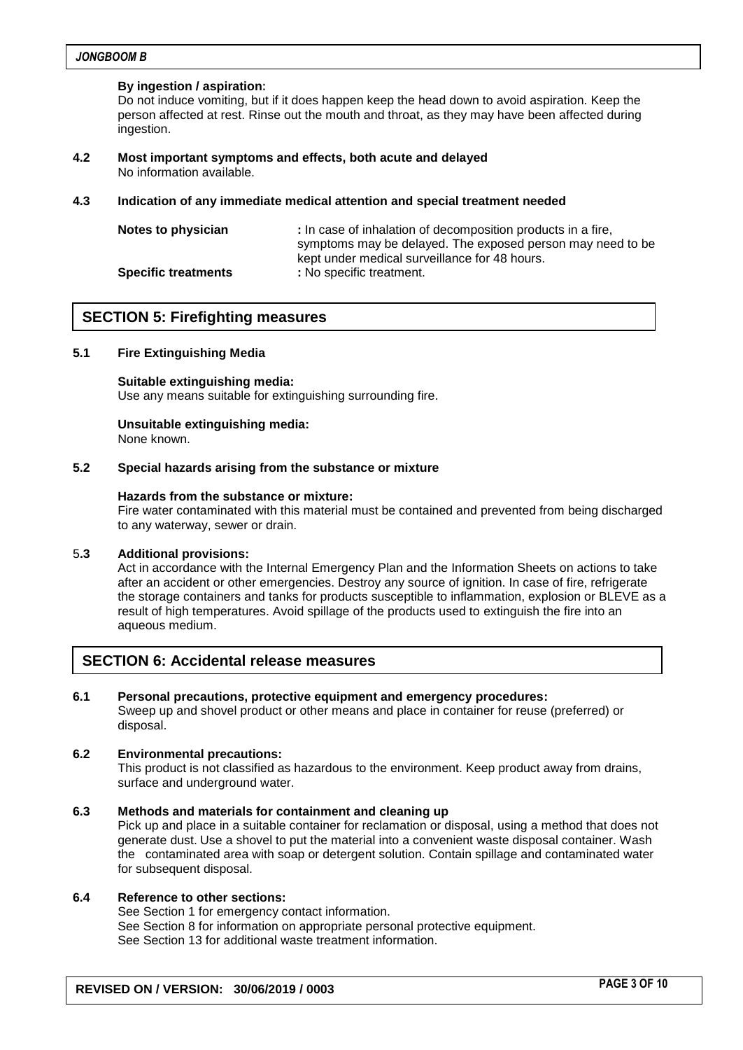**By ingestion / aspiration:**
Do not induce vomiting, but if it does happen keep the head down to avoid aspiration. Keep the person affected at rest. Rinse out the mouth and throat, as they may have been affected during ingestion.

**4.2 Most important symptoms and effects, both acute and delayed**
No information available.

**4.3 Indication of any immediate medical attention and special treatment needed**

| | |
|---|---|
| **Notes to physician** | : In case of inhalation of decomposition products in a fire, symptoms may be delayed. The exposed person may need to be kept under medical surveillance for 48 hours. |
| **Specific treatments** | : No specific treatment. |

## SECTION 5: Firefighting measures

**5.1 Fire Extinguishing Media**

**Suitable extinguishing media:**
Use any means suitable for extinguishing surrounding fire.

**Unsuitable extinguishing media:**
None known.

**5.2 Special hazards arising from the substance or mixture**

**Hazards from the substance or mixture:**
Fire water contaminated with this material must be contained and prevented from being discharged to any waterway, sewer or drain.

**5.3 Additional provisions:**
Act in accordance with the Internal Emergency Plan and the Information Sheets on actions to take after an accident or other emergencies. Destroy any source of ignition. In case of fire, refrigerate the storage containers and tanks for products susceptible to inflammation, explosion or BLEVE as a result of high temperatures. Avoid spillage of the products used to extinguish the fire into an aqueous medium.

## SECTION 6: Accidental release measures

**6.1 Personal precautions, protective equipment and emergency procedures:**
Sweep up and shovel product or other means and place in container for reuse (preferred) or disposal.

**6.2 Environmental precautions:**
This product is not classified as hazardous to the environment. Keep product away from drains, surface and underground water.

**6.3 Methods and materials for containment and cleaning up**
Pick up and place in a suitable container for reclamation or disposal, using a method that does not generate dust. Use a shovel to put the material into a convenient waste disposal container. Wash the contaminated area with soap or detergent solution. Contain spillage and contaminated water for subsequent disposal.

**6.4 Reference to other sections:**
See Section 1 for emergency contact information.
See Section 8 for information on appropriate personal protective equipment.
See Section 13 for additional waste treatment information.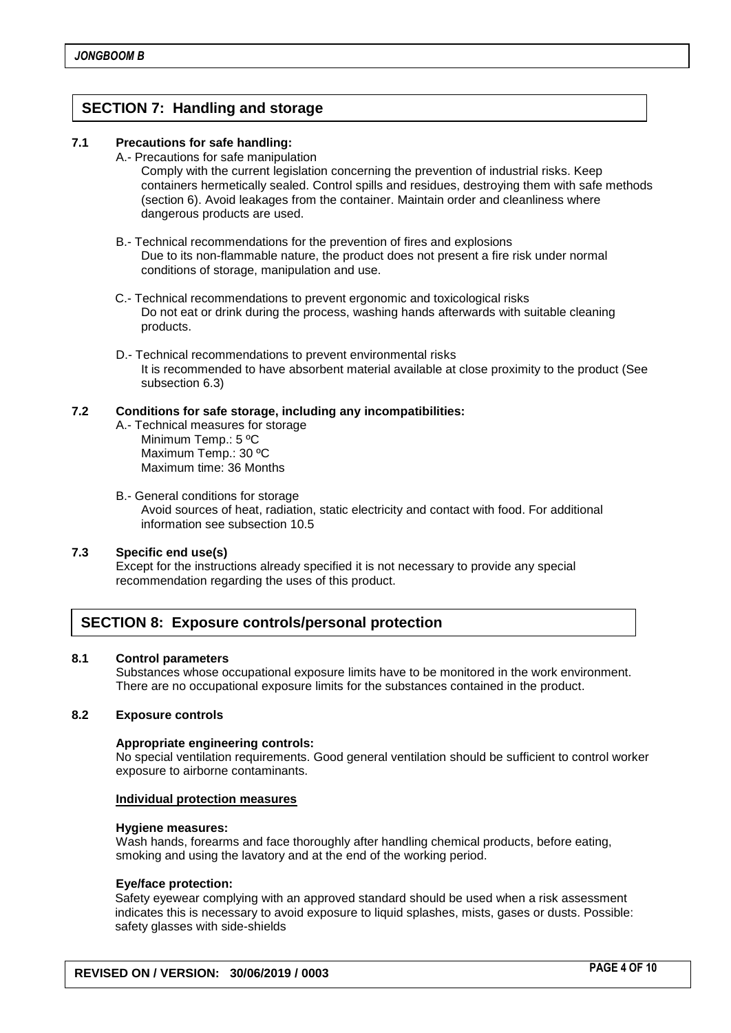## SECTION 7: Handling and storage

### 7.1 Precautions for safe handling:

A.- Precautions for safe manipulation

Comply with the current legislation concerning the prevention of industrial risks. Keep containers hermetically sealed. Control spills and residues, destroying them with safe methods (section 6). Avoid leakages from the container. Maintain order and cleanliness where dangerous products are used.

B.- Technical recommendations for the prevention of fires and explosions

Due to its non-flammable nature, the product does not present a fire risk under normal conditions of storage, manipulation and use.

C.- Technical recommendations to prevent ergonomic and toxicological risks

Do not eat or drink during the process, washing hands afterwards with suitable cleaning products.

D.- Technical recommendations to prevent environmental risks

It is recommended to have absorbent material available at close proximity to the product (See subsection 6.3)

### 7.2 Conditions for safe storage, including any incompatibilities:

A.- Technical measures for storage

Minimum Temp.: 5 ºC
Maximum Temp.: 30 ºC
Maximum time: 36 Months

B.- General conditions for storage

Avoid sources of heat, radiation, static electricity and contact with food. For additional information see subsection 10.5

### 7.3 Specific end use(s)

Except for the instructions already specified it is not necessary to provide any special recommendation regarding the uses of this product.

## SECTION 8: Exposure controls/personal protection

### 8.1 Control parameters

Substances whose occupational exposure limits have to be monitored in the work environment. There are no occupational exposure limits for the substances contained in the product.

### 8.2 Exposure controls

**Appropriate engineering controls:**

No special ventilation requirements. Good general ventilation should be sufficient to control worker exposure to airborne contaminants.

**Individual protection measures**

**Hygiene measures:**

Wash hands, forearms and face thoroughly after handling chemical products, before eating, smoking and using the lavatory and at the end of the working period.

**Eye/face protection:**

Safety eyewear complying with an approved standard should be used when a risk assessment indicates this is necessary to avoid exposure to liquid splashes, mists, gases or dusts. Possible: safety glasses with side-shields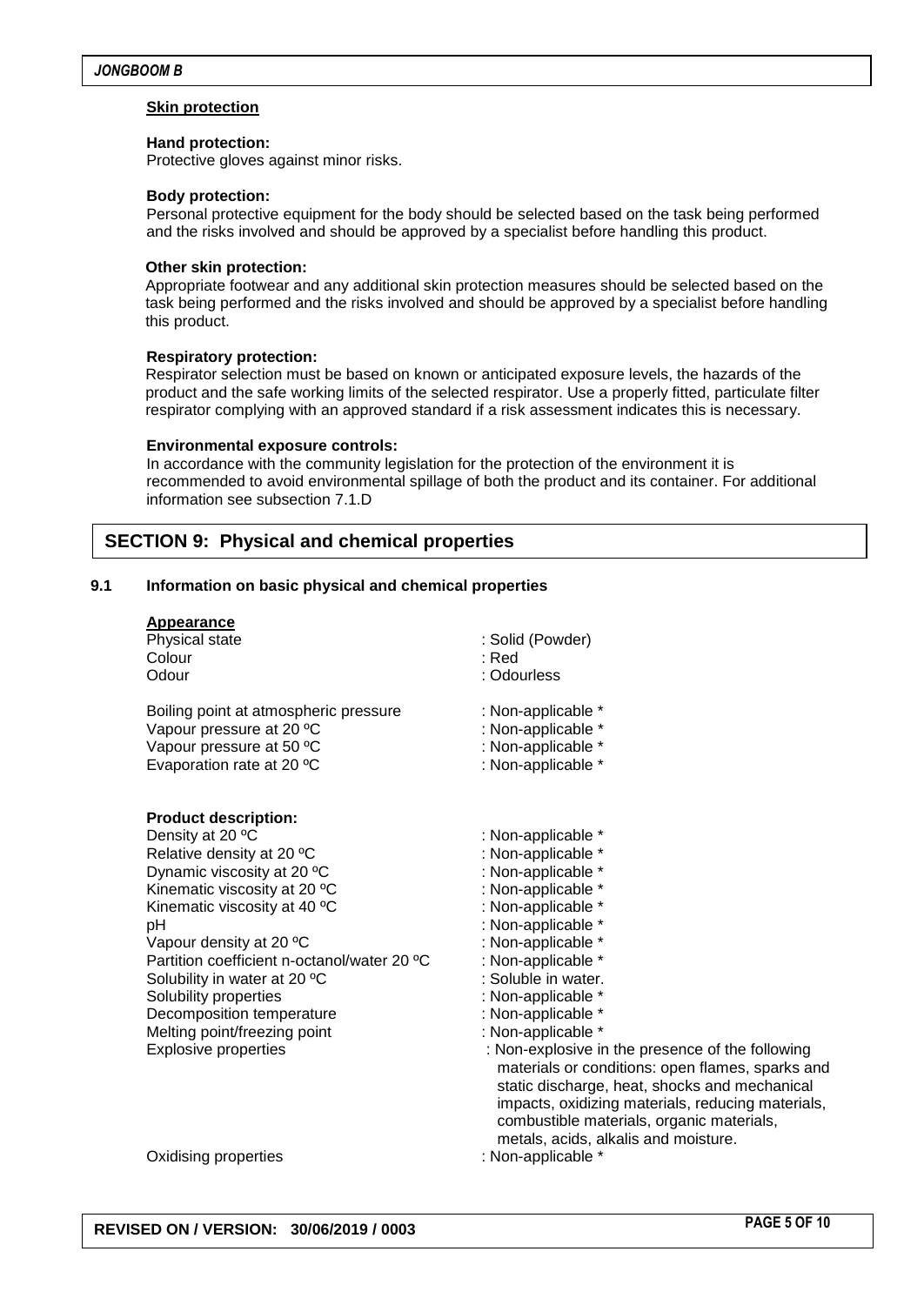**Skin protection**

**Hand protection:**
Protective gloves against minor risks.

**Body protection:**
Personal protective equipment for the body should be selected based on the task being performed and the risks involved and should be approved by a specialist before handling this product.

**Other skin protection:**
Appropriate footwear and any additional skin protection measures should be selected based on the task being performed and the risks involved and should be approved by a specialist before handling this product.

**Respiratory protection:**
Respirator selection must be based on known or anticipated exposure levels, the hazards of the product and the safe working limits of the selected respirator. Use a properly fitted, particulate filter respirator complying with an approved standard if a risk assessment indicates this is necessary.

**Environmental exposure controls:**
In accordance with the community legislation for the protection of the environment it is recommended to avoid environmental spillage of both the product and its container. For additional information see subsection 7.1.D

## SECTION 9: Physical and chemical properties

### 9.1 Information on basic physical and chemical properties

**Appearance**

| | |
|---|---|
| Physical state | : Solid (Powder) |
| Colour | : Red |
| Odour | : Odourless |
| Boiling point at atmospheric pressure | : Non-applicable * |
| Vapour pressure at 20 ºC | : Non-applicable * |
| Vapour pressure at 50 ºC | : Non-applicable * |
| Evaporation rate at 20 ºC | : Non-applicable * |

**Product description:**

| | |
|---|---|
| Density at 20 ºC | : Non-applicable * |
| Relative density at 20 ºC | : Non-applicable * |
| Dynamic viscosity at 20 ºC | : Non-applicable * |
| Kinematic viscosity at 20 ºC | : Non-applicable * |
| Kinematic viscosity at 40 ºC | : Non-applicable * |
| pH | : Non-applicable * |
| Vapour density at 20 ºC | : Non-applicable * |
| Partition coefficient n-octanol/water 20 ºC | : Non-applicable * |
| Solubility in water at 20 ºC | : Soluble in water. |
| Solubility properties | : Non-applicable * |
| Decomposition temperature | : Non-applicable * |
| Melting point/freezing point | : Non-applicable * |
| Explosive properties | : Non-explosive in the presence of the following materials or conditions: open flames, sparks and static discharge, heat, shocks and mechanical impacts, oxidizing materials, reducing materials, combustible materials, organic materials, metals, acids, alkalis and moisture. |
| Oxidising properties | : Non-applicable * |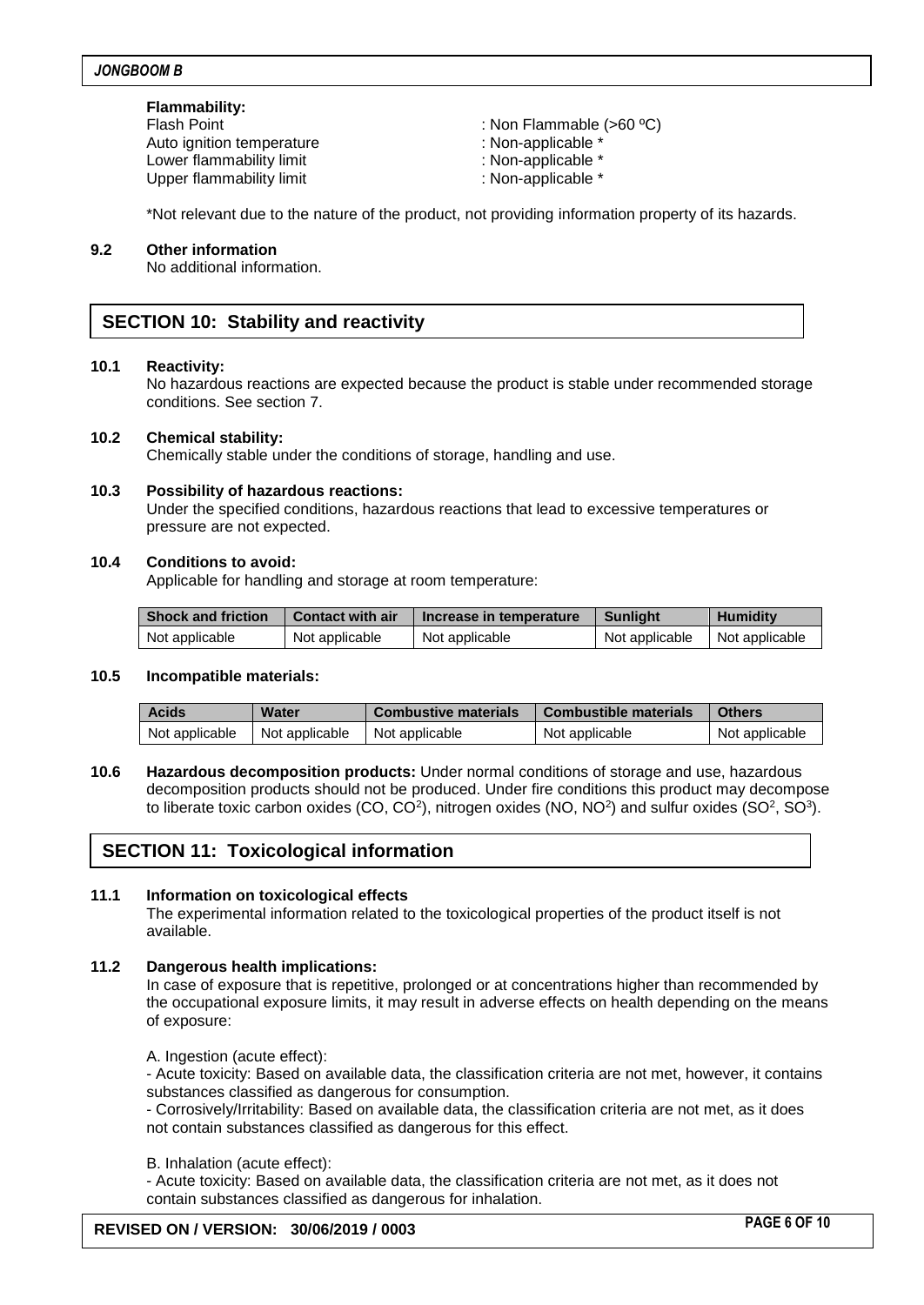**Flammability:**

Flash Point : Non Flammable (>60 ºC)
Auto ignition temperature : Non-applicable *
Lower flammability limit : Non-applicable *
Upper flammability limit : Non-applicable *

*Not relevant due to the nature of the product, not providing information property of its hazards.

**9.2 Other information**

No additional information.

## SECTION 10: Stability and reactivity

**10.1 Reactivity:**

No hazardous reactions are expected because the product is stable under recommended storage conditions. See section 7.

**10.2 Chemical stability:**

Chemically stable under the conditions of storage, handling and use.

**10.3 Possibility of hazardous reactions:**

Under the specified conditions, hazardous reactions that lead to excessive temperatures or pressure are not expected.

**10.4 Conditions to avoid:**

Applicable for handling and storage at room temperature:

| Shock and friction | Contact with air | Increase in temperature | Sunlight | Humidity |
|---|---|---|---|---|
| Not applicable | Not applicable | Not applicable | Not applicable | Not applicable |

**10.5 Incompatible materials:**

| Acids | Water | Combustive materials | Combustible materials | Others |
|---|---|---|---|---|
| Not applicable | Not applicable | Not applicable | Not applicable | Not applicable |

**10.6 Hazardous decomposition products:** Under normal conditions of storage and use, hazardous decomposition products should not be produced. Under fire conditions this product may decompose to liberate toxic carbon oxides (CO, $CO^2$), nitrogen oxides (NO, $NO^2$) and sulfur oxides ($SO^2$, $SO^3$).

## SECTION 11: Toxicological information

**11.1 Information on toxicological effects**

The experimental information related to the toxicological properties of the product itself is not available.

**11.2 Dangerous health implications:**

In case of exposure that is repetitive, prolonged or at concentrations higher than recommended by the occupational exposure limits, it may result in adverse effects on health depending on the means of exposure:

A. Ingestion (acute effect):

- Acute toxicity: Based on available data, the classification criteria are not met, however, it contains substances classified as dangerous for consumption.
- Corrosively/Irritability: Based on available data, the classification criteria are not met, as it does not contain substances classified as dangerous for this effect.

B. Inhalation (acute effect):

- Acute toxicity: Based on available data, the classification criteria are not met, as it does not contain substances classified as dangerous for inhalation.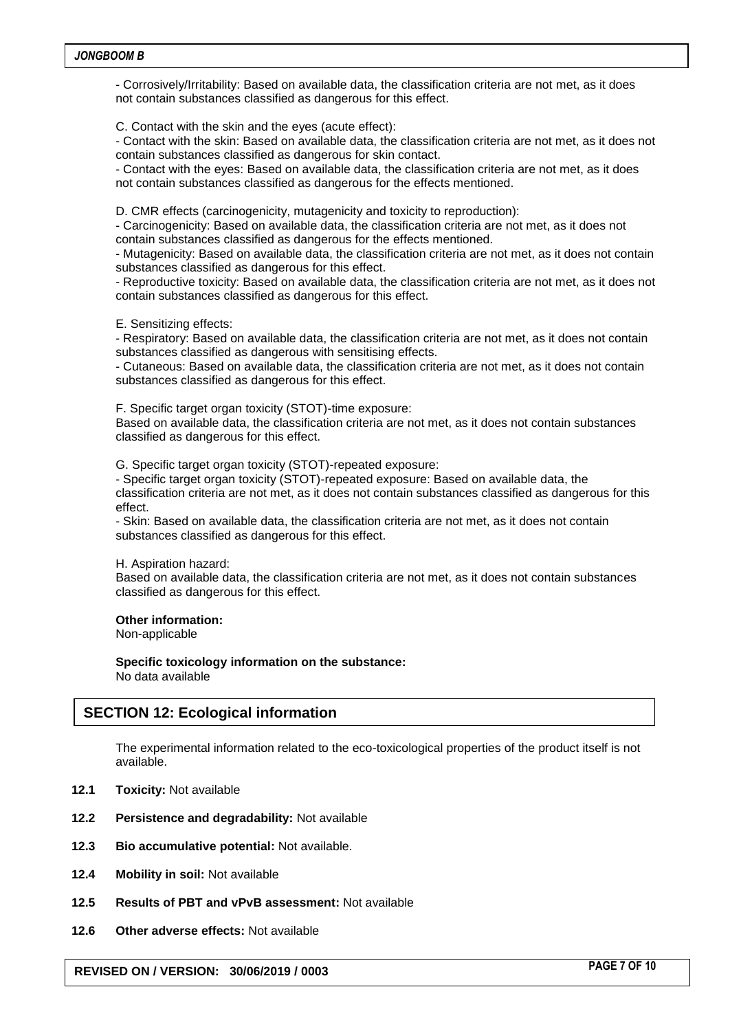- Corrosively/Irritability: Based on available data, the classification criteria are not met, as it does not contain substances classified as dangerous for this effect.

C. Contact with the skin and the eyes (acute effect):

- Contact with the skin: Based on available data, the classification criteria are not met, as it does not contain substances classified as dangerous for skin contact.
- Contact with the eyes: Based on available data, the classification criteria are not met, as it does not contain substances classified as dangerous for the effects mentioned.

D. CMR effects (carcinogenicity, mutagenicity and toxicity to reproduction):

- Carcinogenicity: Based on available data, the classification criteria are not met, as it does not contain substances classified as dangerous for the effects mentioned.
- Mutagenicity: Based on available data, the classification criteria are not met, as it does not contain substances classified as dangerous for this effect.
- Reproductive toxicity: Based on available data, the classification criteria are not met, as it does not contain substances classified as dangerous for this effect.

E. Sensitizing effects:

- Respiratory: Based on available data, the classification criteria are not met, as it does not contain substances classified as dangerous with sensitising effects.
- Cutaneous: Based on available data, the classification criteria are not met, as it does not contain substances classified as dangerous for this effect.

F. Specific target organ toxicity (STOT)-time exposure:

Based on available data, the classification criteria are not met, as it does not contain substances classified as dangerous for this effect.

G. Specific target organ toxicity (STOT)-repeated exposure:

- Specific target organ toxicity (STOT)-repeated exposure: Based on available data, the classification criteria are not met, as it does not contain substances classified as dangerous for this effect.
- Skin: Based on available data, the classification criteria are not met, as it does not contain substances classified as dangerous for this effect.

H. Aspiration hazard:

Based on available data, the classification criteria are not met, as it does not contain substances classified as dangerous for this effect.

**Other information:**

Non-applicable

**Specific toxicology information on the substance:**

No data available

## SECTION 12: Ecological information

The experimental information related to the eco-toxicological properties of the product itself is not available.

**12.1 Toxicity:** Not available

**12.2 Persistence and degradability:** Not available

**12.3 Bio accumulative potential:** Not available.

**12.4 Mobility in soil:** Not available

**12.5 Results of PBT and vPvB assessment:** Not available

**12.6 Other adverse effects:** Not available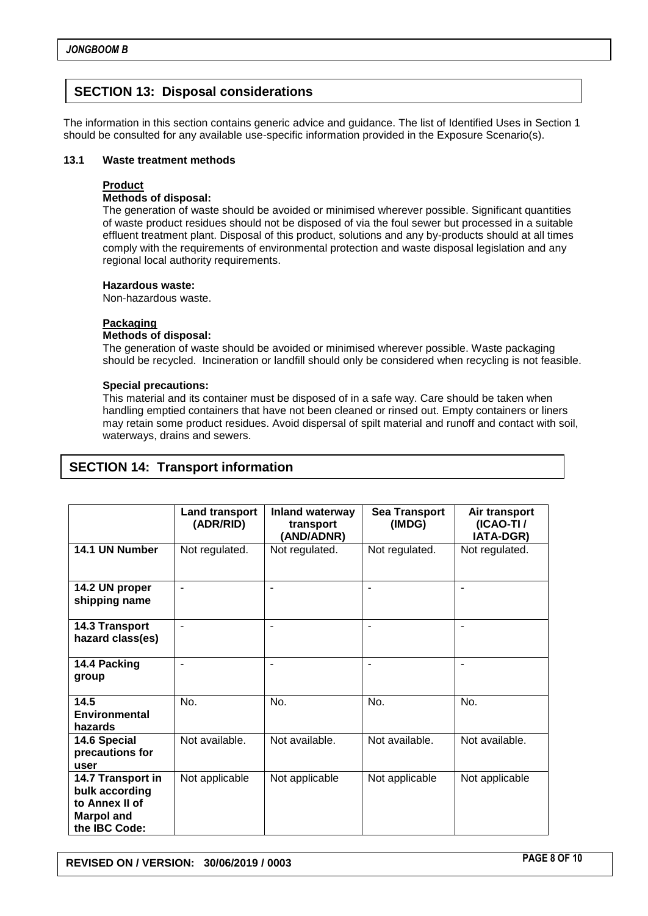## SECTION 13: Disposal considerations

The information in this section contains generic advice and guidance. The list of Identified Uses in Section 1 should be consulted for any available use-specific information provided in the Exposure Scenario(s).

### 13.1 Waste treatment methods

**Product**

**Methods of disposal:**

The generation of waste should be avoided or minimised wherever possible. Significant quantities of waste product residues should not be disposed of via the foul sewer but processed in a suitable effluent treatment plant. Disposal of this product, solutions and any by-products should at all times comply with the requirements of environmental protection and waste disposal legislation and any regional local authority requirements.

**Hazardous waste:**

Non-hazardous waste.

**Packaging**

**Methods of disposal:**

The generation of waste should be avoided or minimised wherever possible. Waste packaging should be recycled. Incineration or landfill should only be considered when recycling is not feasible.

**Special precautions:**

This material and its container must be disposed of in a safe way. Care should be taken when handling emptied containers that have not been cleaned or rinsed out. Empty containers or liners may retain some product residues. Avoid dispersal of spilt material and runoff and contact with soil, waterways, drains and sewers.

## SECTION 14: Transport information

| | Land transport (ADR/RID) | Inland waterway transport (AND/ADNR) | Sea Transport (IMDG) | Air transport (ICAO-TI / IATA-DGR) |
|---|---|---|---|---|
| **14.1 UN Number** | Not regulated. | Not regulated. | Not regulated. | Not regulated. |
| **14.2 UN proper shipping name** | - | - | - | - |
| **14.3 Transport hazard class(es)** | - | - | - | - |
| **14.4 Packing group** | - | - | - | - |
| **14.5 Environmental hazards** | No. | No. | No. | No. |
| **14.6 Special precautions for user** | Not available. | Not available. | Not available. | Not available. |
| **14.7 Transport in bulk according to Annex II of Marpol and the IBC Code:** | Not applicable | Not applicable | Not applicable | Not applicable |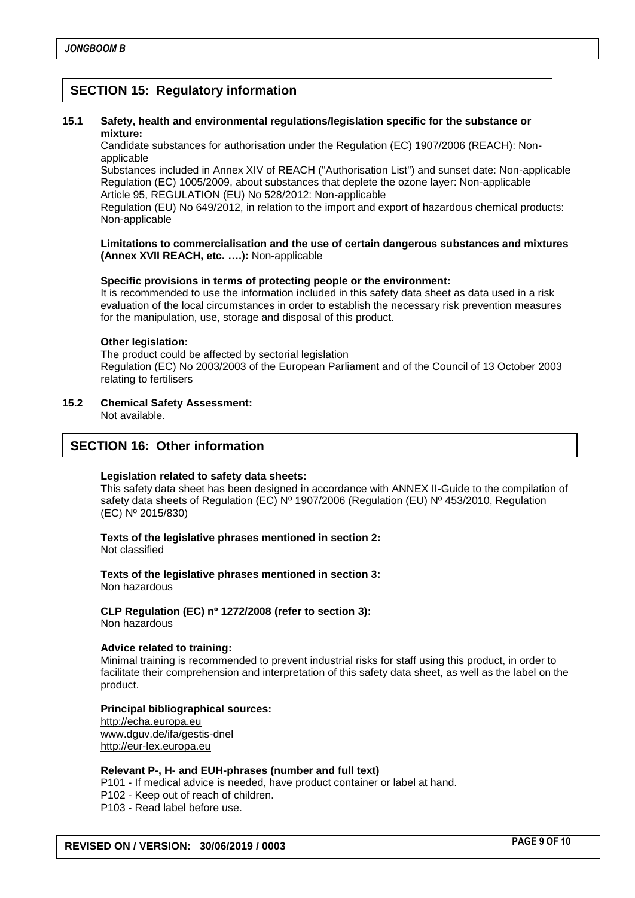## SECTION 15: Regulatory information

**15.1 Safety, health and environmental regulations/legislation specific for the substance or mixture:**

Candidate substances for authorisation under the Regulation (EC) 1907/2006 (REACH): Non-applicable

Substances included in Annex XIV of REACH ("Authorisation List") and sunset date: Non-applicable

Regulation (EC) 1005/2009, about substances that deplete the ozone layer: Non-applicable

Article 95, REGULATION (EU) No 528/2012: Non-applicable

Regulation (EU) No 649/2012, in relation to the import and export of hazardous chemical products: Non-applicable

**Limitations to commercialisation and the use of certain dangerous substances and mixtures (Annex XVII REACH, etc. ….):** Non-applicable

**Specific provisions in terms of protecting people or the environment:**

It is recommended to use the information included in this safety data sheet as data used in a risk evaluation of the local circumstances in order to establish the necessary risk prevention measures for the manipulation, use, storage and disposal of this product.

**Other legislation:**

The product could be affected by sectorial legislation

Regulation (EC) No 2003/2003 of the European Parliament and of the Council of 13 October 2003 relating to fertilisers

**15.2 Chemical Safety Assessment:**

Not available.

## SECTION 16: Other information

**Legislation related to safety data sheets:**

This safety data sheet has been designed in accordance with ANNEX II-Guide to the compilation of safety data sheets of Regulation (EC) Nº 1907/2006 (Regulation (EU) Nº 453/2010, Regulation (EC) Nº 2015/830)

**Texts of the legislative phrases mentioned in section 2:**

Not classified

**Texts of the legislative phrases mentioned in section 3:**

Non hazardous

**CLP Regulation (EC) nº 1272/2008 (refer to section 3):**

Non hazardous

**Advice related to training:**

Minimal training is recommended to prevent industrial risks for staff using this product, in order to facilitate their comprehension and interpretation of this safety data sheet, as well as the label on the product.

**Principal bibliographical sources:**

http://echa.europa.eu
www.dguv.de/ifa/gestis-dnel
http://eur-lex.europa.eu

**Relevant P-, H- and EUH-phrases (number and full text)**

P101 - If medical advice is needed, have product container or label at hand.
P102 - Keep out of reach of children.
P103 - Read label before use.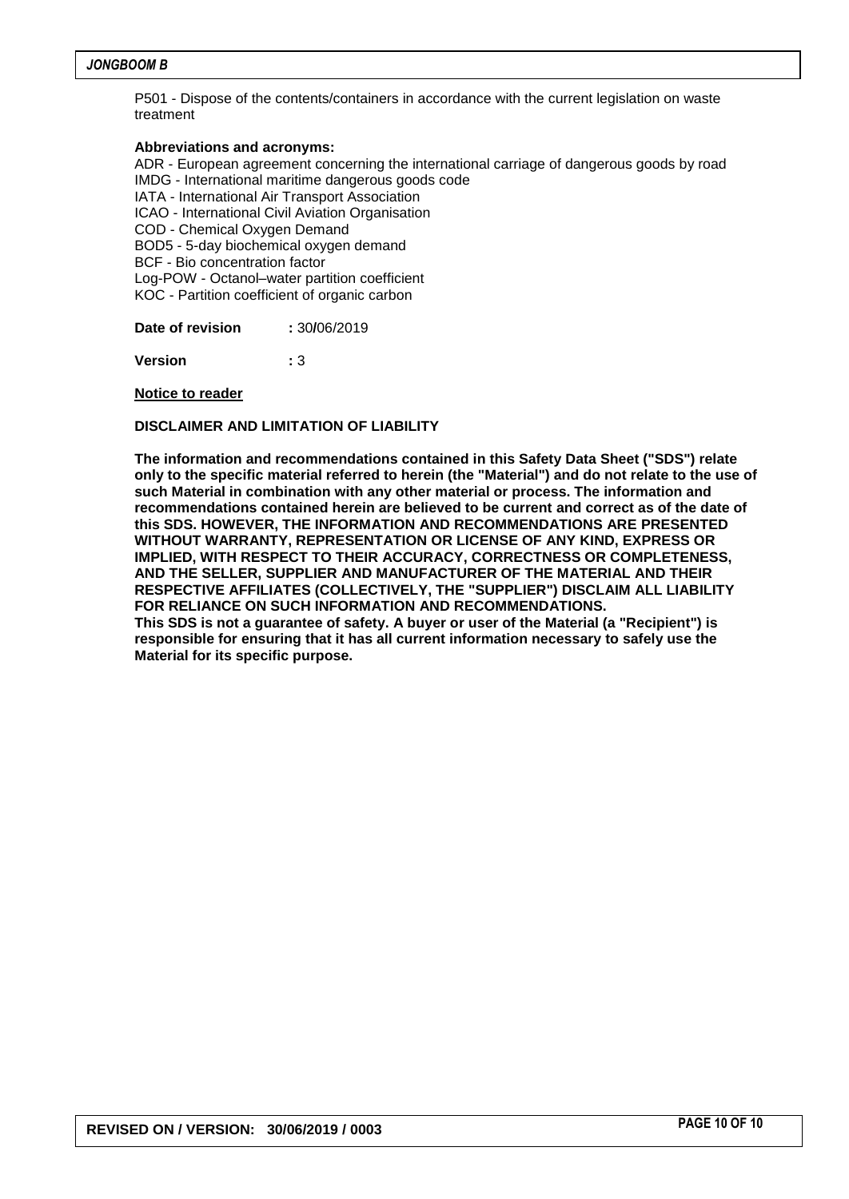P501 - Dispose of the contents/containers in accordance with the current legislation on waste treatment

**Abbreviations and acronyms:**

ADR - European agreement concerning the international carriage of dangerous goods by road
IMDG - International maritime dangerous goods code
IATA - International Air Transport Association
ICAO - International Civil Aviation Organisation
COD - Chemical Oxygen Demand
BOD5 - 5-day biochemical oxygen demand
BCF - Bio concentration factor
Log-POW - Octanol–water partition coefficient
KOC - Partition coefficient of organic carbon

**Date of revision** : 30/06/2019

**Version** : 3

**Notice to reader**

**DISCLAIMER AND LIMITATION OF LIABILITY**

**The information and recommendations contained in this Safety Data Sheet ("SDS") relate only to the specific material referred to herein (the "Material") and do not relate to the use of such Material in combination with any other material or process. The information and recommendations contained herein are believed to be current and correct as of the date of this SDS. HOWEVER, THE INFORMATION AND RECOMMENDATIONS ARE PRESENTED WITHOUT WARRANTY, REPRESENTATION OR LICENSE OF ANY KIND, EXPRESS OR IMPLIED, WITH RESPECT TO THEIR ACCURACY, CORRECTNESS OR COMPLETENESS, AND THE SELLER, SUPPLIER AND MANUFACTURER OF THE MATERIAL AND THEIR RESPECTIVE AFFILIATES (COLLECTIVELY, THE "SUPPLIER") DISCLAIM ALL LIABILITY FOR RELIANCE ON SUCH INFORMATION AND RECOMMENDATIONS.**
**This SDS is not a guarantee of safety. A buyer or user of the Material (a "Recipient") is responsible for ensuring that it has all current information necessary to safely use the Material for its specific purpose.**